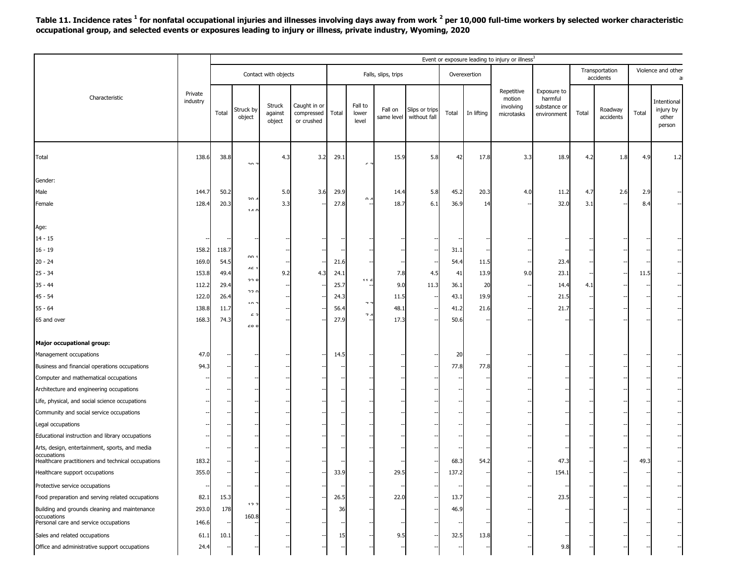**Table 11. Incidence rates [1] for nonfatal occupational injuries and illnesses involving days away from work [2] per 10,000 full-time workers by selected worker characteristic occupational group, and selected events or exposures leading to injury or illness, private industry, Wyoming, 2020**

| Characteristic | Private industry | Event or exposure leading to injury or illness[3] | | | | | | | | | | | | | | | |
|---|---|---|---|---|---|---|---|---|---|---|---|---|---|---|---|---|---|
| | | Contact with objects | | | | Falls, slips, trips | | | | Overexertion | | | | Transportation accidents | | Violence and other | |
| | | Total | Struck by object | Struck against object | Caught in or compressed or crushed | Total | Fall to lower level | Fall on same level | Slips or trips without fall | Total | In lifting | Repetitive motion involving microtasks | Exposure to harmful substance or environment | Total | Roadway accidents | Total | Intentional injury by other person |
| Total | 138.6 | 38.8 | 20.7 | 4.3 | 3.2 | 29.1 | 6.7 | 15.9 | 5.8 | 42 | 17.8 | 3.3 | 18.9 | 4.2 | 1.8 | 4.9 | 1.2 |
| **Gender:** | | | | | | | | | | | | | | | | | |
| Male | 144.7 | 50.2 | 30.4 | 5.0 | 3.6 | 29.9 | 9.4 | 14.4 | 5.8 | 45.2 | 20.3 | 4.0 | 11.2 | 4.7 | 2.6 | 2.9 | -- |
| Female | 128.4 | 20.3 | 14.0 | 3.3 | -- | 27.8 | -- | 18.7 | 6.1 | 36.9 | 14 | -- | 32.0 | 3.1 | -- | 8.4 | -- |
| **Age:** | | | | | | | | | | | | | | | | | |
| 14 - 15 | -- | -- | -- | -- | -- | -- | -- | -- | -- | -- | -- | -- | -- | -- | -- | -- | -- |
| 16 - 19 | 158.2 | 118.7 | 99.1 | -- | -- | -- | -- | -- | -- | 31.1 | -- | -- | -- | -- | -- | -- | -- |
| 20 - 24 | 169.0 | 54.5 | 45.1 | -- | -- | 21.6 | -- | -- | -- | 54.4 | 11.5 | -- | 23.4 | -- | -- | -- | -- |
| 25 - 34 | 153.8 | 49.4 | 22.8 | 9.2 | 4.3 | 24.1 | 11.6 | 7.8 | 4.5 | 41 | 13.9 | 9.0 | 23.1 | -- | -- | 11.5 | -- |
| 35 - 44 | 112.2 | 29.4 | 22.0 | -- | -- | 25.7 | -- | 9.0 | 11.3 | 36.1 | 20 | -- | 14.4 | 4.1 | -- | -- | -- |
| 45 - 54 | 122.0 | 26.4 | 10.2 | -- | -- | 24.3 | 7.7 | 11.5 | -- | 43.1 | 19.9 | -- | 21.5 | -- | -- | -- | -- |
| 55 - 64 | 138.8 | 11.7 | 6.2 | -- | -- | 56.4 | 7.4 | 48.1 | -- | 41.2 | 21.6 | -- | 21.7 | -- | -- | -- | -- |
| 65 and over | 168.3 | 74.3 | 68.9 | -- | -- | 27.9 | -- | 17.3 | -- | 50.6 | -- | -- | -- | -- | -- | -- | -- |
| **Major occupational group:** | | | | | | | | | | | | | | | | | |
| Management occupations | 47.0 | -- | -- | -- | -- | 14.5 | -- | -- | -- | 20 | -- | -- | -- | -- | -- | -- | -- |
| Business and financial operations occupations | 94.3 | -- | -- | -- | -- | -- | -- | -- | -- | 77.8 | 77.8 | -- | -- | -- | -- | -- | -- |
| Computer and mathematical occupations | -- | -- | -- | -- | -- | -- | -- | -- | -- | -- | -- | -- | -- | -- | -- | -- | -- |
| Architecture and engineering occupations | -- | -- | -- | -- | -- | -- | -- | -- | -- | -- | -- | -- | -- | -- | -- | -- | -- |
| Life, physical, and social science occupations | -- | -- | -- | -- | -- | -- | -- | -- | -- | -- | -- | -- | -- | -- | -- | -- | -- |
| Community and social service occupations | -- | -- | -- | -- | -- | -- | -- | -- | -- | -- | -- | -- | -- | -- | -- | -- | -- |
| Legal occupations | -- | -- | -- | -- | -- | -- | -- | -- | -- | -- | -- | -- | -- | -- | -- | -- | -- |
| Educational instruction and library occupations | -- | -- | -- | -- | -- | -- | -- | -- | -- | -- | -- | -- | -- | -- | -- | -- | -- |
| Arts, design, entertainment, sports, and media occupations | -- | -- | -- | -- | -- | -- | -- | -- | -- | -- | -- | -- | -- | -- | -- | -- | -- |
| Healthcare practitioners and technical occupations | 183.2 | -- | -- | -- | -- | -- | -- | -- | -- | 68.3 | 54.2 | -- | 47.3 | -- | -- | 49.3 | -- |
| Healthcare support occupations | 355.0 | -- | -- | -- | -- | 33.9 | -- | 29.5 | -- | 137.2 | -- | -- | 154.1 | -- | -- | -- | -- |
| Protective service occupations | -- | -- | -- | -- | -- | -- | -- | -- | -- | -- | -- | -- | -- | -- | -- | -- | -- |
| Food preparation and serving related occupations | 82.1 | 15.3 | 13.2 | -- | -- | 26.5 | -- | 22.0 | -- | 13.7 | -- | -- | 23.5 | -- | -- | -- | -- |
| Building and grounds cleaning and maintenance occupations | 293.0 | 178 | 160.8 | -- | -- | 36 | -- | -- | -- | 46.9 | -- | -- | -- | -- | -- | -- | -- |
| Personal care and service occupations | 146.6 | -- | -- | -- | -- | -- | -- | -- | -- | -- | -- | -- | -- | -- | -- | -- | -- |
| Sales and related occupations | 61.1 | 10.1 | -- | -- | -- | 15 | -- | 9.5 | -- | 32.5 | 13.8 | -- | -- | -- | -- | -- | -- |
| Office and administrative support occupations | 24.4 | -- | -- | -- | -- | -- | -- | -- | -- | -- | -- | -- | 9.8 | -- | -- | -- | -- |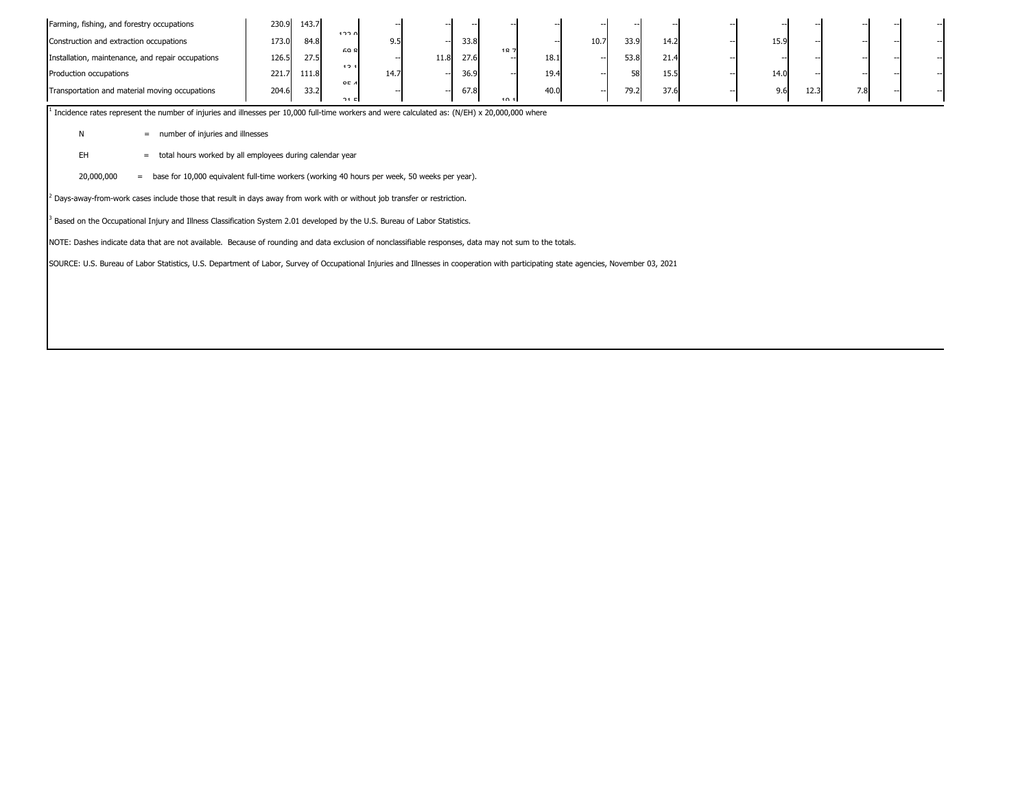| | | | | | | | | | | | | | | | | | |
|---|---|---|---|---|---|---|---|---|---|---|---|---|---|---|---|---|---|
| Farming, fishing, and forestry occupations | 230.9 | 143.7 | 122.0 | -- | -- | -- | -- | -- | -- | -- | -- | -- | -- | -- | -- | -- | -- |
| Construction and extraction occupations | 173.0 | 84.8 | 69.8 | 9.5 | -- | 33.8 | 18.7 | -- | 10.7 | 33.9 | 14.2 | -- | 15.9 | -- | -- | -- | -- |
| Installation, maintenance, and repair occupations | 126.5 | 27.5 | 12.1 | -- | 11.8 | 27.6 | -- | 18.1 | -- | 53.8 | 21.4 | -- | -- | -- | -- | -- | -- |
| Production occupations | 221.7 | 111.8 | 85.4 | 14.7 | -- | 36.9 | -- | 19.4 | -- | 58 | 15.5 | -- | 14.0 | -- | -- | -- | -- |
| Transportation and material moving occupations | 204.6 | 33.2 | 21.5 | -- | -- | 67.8 | 10.1 | 40.0 | -- | 79.2 | 37.6 | -- | 9.6 | 12.3 | 7.8 | -- | -- |

[1] Incidence rates represent the number of injuries and illnesses per 10,000 full-time workers and were calculated as: (N/EH) x 20,000,000 where

N = number of injuries and illnesses

EH = total hours worked by all employees during calendar year

20,000,000 = base for 10,000 equivalent full-time workers (working 40 hours per week, 50 weeks per year).

[2] Days-away-from-work cases include those that result in days away from work with or without job transfer or restriction.

[3] Based on the Occupational Injury and Illness Classification System 2.01 developed by the U.S. Bureau of Labor Statistics.

NOTE: Dashes indicate data that are not available. Because of rounding and data exclusion of nonclassifiable responses, data may not sum to the totals.

SOURCE: U.S. Bureau of Labor Statistics, U.S. Department of Labor, Survey of Occupational Injuries and Illnesses in cooperation with participating state agencies, November 03, 2021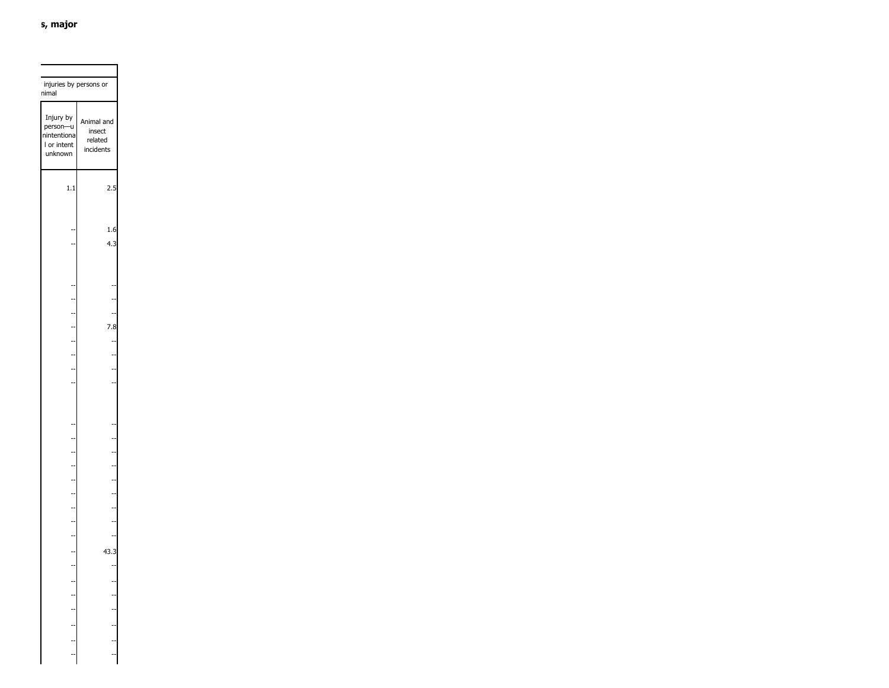**s, major**

| injuries by persons or nimal | |
|---|---|
| Injury by person—unintentional or intent unknown | Animal and insect related incidents |
| 1.1 | 2.5 |
| | |
| -- | 1.6 |
| -- | 4.3 |
| | |
| -- | -- |
| -- | -- |
| -- | -- |
| -- | 7.8 |
| -- | -- |
| -- | -- |
| -- | -- |
| -- | -- |
| | |
| -- | -- |
| -- | -- |
| -- | -- |
| -- | -- |
| -- | -- |
| -- | -- |
| -- | -- |
| -- | -- |
| -- | -- |
| -- | 43.3 |
| -- | -- |
| -- | -- |
| -- | -- |
| -- | -- |
| -- | -- |
| -- | -- |
| -- | -- |